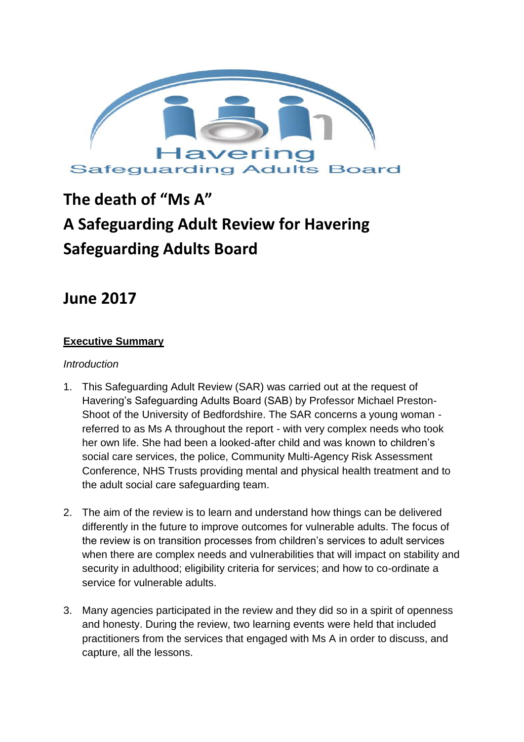Havering Safeguarding Adults Board

# The death of "Ms A"
# A Safeguarding Adult Review for Havering Safeguarding Adults Board

## June 2017

**Executive Summary**

*Introduction*

1. This Safeguarding Adult Review (SAR) was carried out at the request of Havering's Safeguarding Adults Board (SAB) by Professor Michael Preston-Shoot of the University of Bedfordshire. The SAR concerns a young woman - referred to as Ms A throughout the report - with very complex needs who took her own life. She had been a looked-after child and was known to children's social care services, the police, Community Multi-Agency Risk Assessment Conference, NHS Trusts providing mental and physical health treatment and to the adult social care safeguarding team.

2. The aim of the review is to learn and understand how things can be delivered differently in the future to improve outcomes for vulnerable adults. The focus of the review is on transition processes from children's services to adult services when there are complex needs and vulnerabilities that will impact on stability and security in adulthood; eligibility criteria for services; and how to co-ordinate a service for vulnerable adults.

3. Many agencies participated in the review and they did so in a spirit of openness and honesty. During the review, two learning events were held that included practitioners from the services that engaged with Ms A in order to discuss, and capture, all the lessons.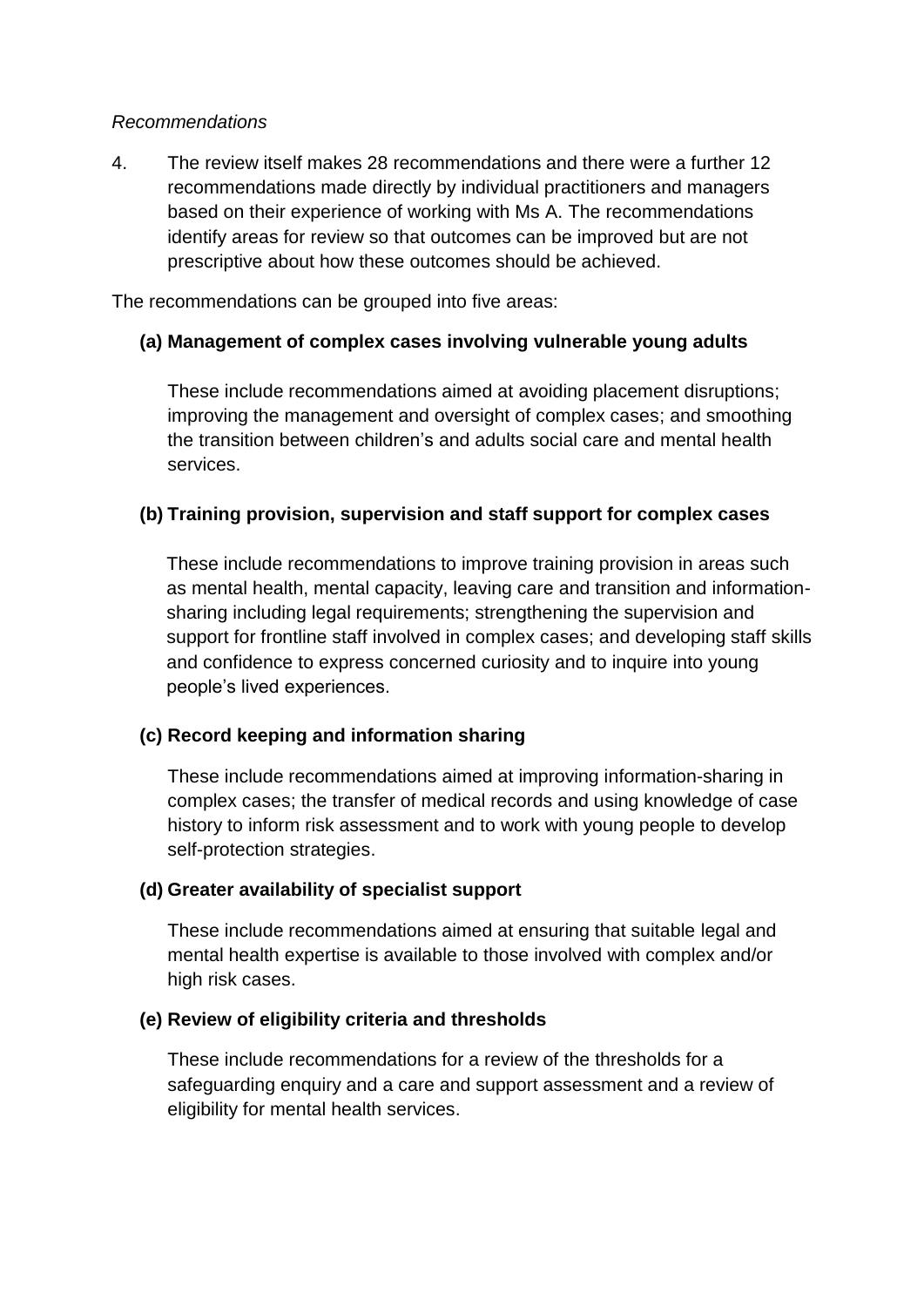*Recommendations*

4. The review itself makes 28 recommendations and there were a further 12 recommendations made directly by individual practitioners and managers based on their experience of working with Ms A. The recommendations identify areas for review so that outcomes can be improved but are not prescriptive about how these outcomes should be achieved.

The recommendations can be grouped into five areas:

**(a) Management of complex cases involving vulnerable young adults**

These include recommendations aimed at avoiding placement disruptions; improving the management and oversight of complex cases; and smoothing the transition between children's and adults social care and mental health services.

**(b) Training provision, supervision and staff support for complex cases**

These include recommendations to improve training provision in areas such as mental health, mental capacity, leaving care and transition and information-sharing including legal requirements; strengthening the supervision and support for frontline staff involved in complex cases; and developing staff skills and confidence to express concerned curiosity and to inquire into young people's lived experiences.

**(c) Record keeping and information sharing**

These include recommendations aimed at improving information-sharing in complex cases; the transfer of medical records and using knowledge of case history to inform risk assessment and to work with young people to develop self-protection strategies.

**(d) Greater availability of specialist support**

These include recommendations aimed at ensuring that suitable legal and mental health expertise is available to those involved with complex and/or high risk cases.

**(e) Review of eligibility criteria and thresholds**

These include recommendations for a review of the thresholds for a safeguarding enquiry and a care and support assessment and a review of eligibility for mental health services.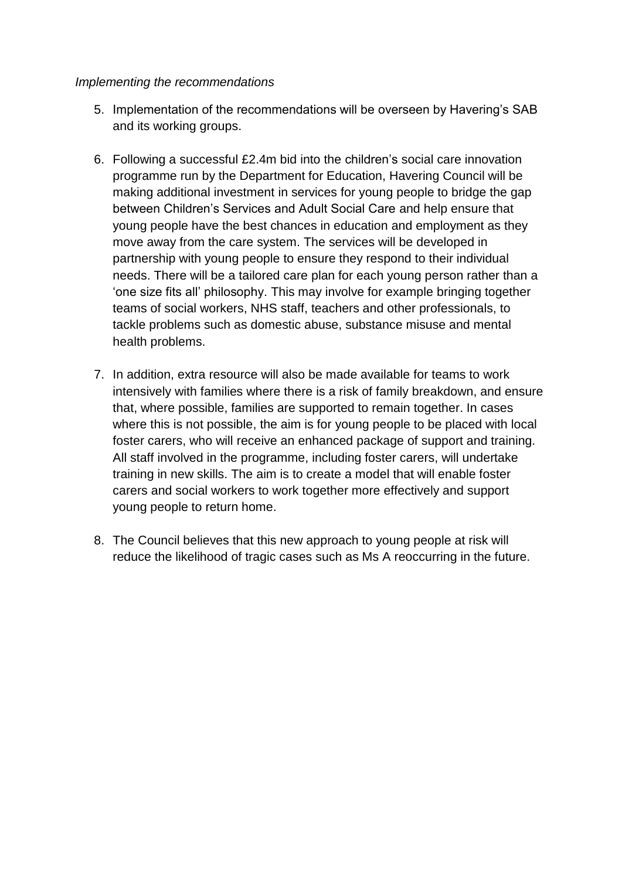*Implementing the recommendations*

5. Implementation of the recommendations will be overseen by Havering's SAB and its working groups.

6. Following a successful £2.4m bid into the children's social care innovation programme run by the Department for Education, Havering Council will be making additional investment in services for young people to bridge the gap between Children's Services and Adult Social Care and help ensure that young people have the best chances in education and employment as they move away from the care system. The services will be developed in partnership with young people to ensure they respond to their individual needs. There will be a tailored care plan for each young person rather than a 'one size fits all' philosophy. This may involve for example bringing together teams of social workers, NHS staff, teachers and other professionals, to tackle problems such as domestic abuse, substance misuse and mental health problems.

7. In addition, extra resource will also be made available for teams to work intensively with families where there is a risk of family breakdown, and ensure that, where possible, families are supported to remain together. In cases where this is not possible, the aim is for young people to be placed with local foster carers, who will receive an enhanced package of support and training. All staff involved in the programme, including foster carers, will undertake training in new skills. The aim is to create a model that will enable foster carers and social workers to work together more effectively and support young people to return home.

8. The Council believes that this new approach to young people at risk will reduce the likelihood of tragic cases such as Ms A reoccurring in the future.